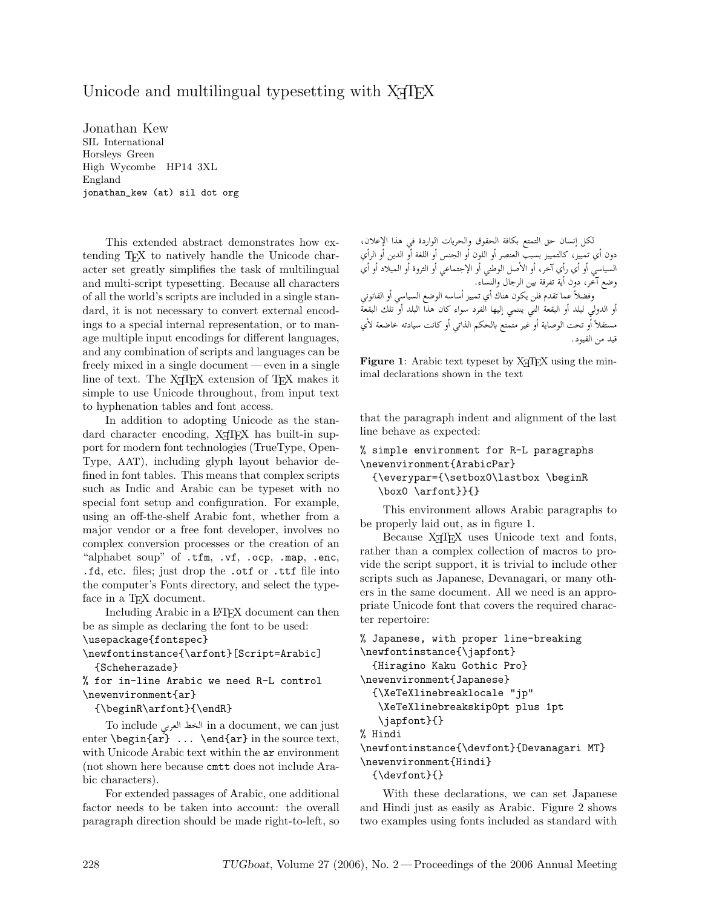# Unicode and multilingual typesetting with XeTeX

Jonathan Kew
SIL International
Horsleys Green
High Wycombe HP14 3XL
England
`jonathan_kew (at) sil dot org`

This extended abstract demonstrates how extending TeX to natively handle the Unicode character set greatly simplifies the task of multilingual and multi-script typesetting. Because all characters of all the world's scripts are included in a single standard, it is not necessary to convert external encodings to a special internal representation, or to manage multiple input encodings for different languages, and any combination of scripts and languages can be freely mixed in a single document — even in a single line of text. The XeTeX extension of TeX makes it simple to use Unicode throughout, from input text to hyphenation tables and font access.

In addition to adopting Unicode as the standard character encoding, XeTeX has built-in support for modern font technologies (TrueType, OpenType, AAT), including glyph layout behavior defined in font tables. This means that complex scripts such as Indic and Arabic can be typeset with no special font setup and configuration. For example, using an off-the-shelf Arabic font, whether from a major vendor or a free font developer, involves no complex conversion processes or the creation of an "alphabet soup" of `.tfm`, `.vf`, `.ocp`, `.map`, `.enc`, `.fd`, etc. files; just drop the `.otf` or `.ttf` file into the computer's Fonts directory, and select the typeface in a TeX document.

Including Arabic in a LaTeX document can then be as simple as declaring the font to be used:

```
\usepackage{fontspec}
\newfontinstance{\arfont}[Script=Arabic]
  {Scheherazade}
% for in-line Arabic we need R-L control
\newenvironment{ar}
  {\beginR\arfont}{\endR}
```

To include الخط العربي in a document, we can just enter `\begin{ar} ... \end{ar}` in the source text, with Unicode Arabic text within the `ar` environment (not shown here because `cmtt` does not include Arabic characters).

For extended passages of Arabic, one additional factor needs to be taken into account: the overall paragraph direction should be made right-to-left, so that the paragraph indent and alignment of the last line behave as expected:

```
% simple environment for R-L paragraphs
\newenvironment{ArabicPar}
  {\everypar={\setbox0\lastbox \beginR
   \box0 \arfont}}{}
```

This environment allows Arabic paragraphs to be properly laid out, as in figure 1.

> لكل إنسان حق التمتع بكافة الحقوق والحريات الواردة في هذا الإعلان، دون أي تمييز، كالتمييز بسبب العنصر أو اللون أو الجنس أو اللغة أو الدين أو الرأي السياسي أو أي رأي آخر، أو الأصل الوطني أو الإجتماعي أو الثروة أو الميلاد أو أي وضع آخر، دون أية تفرقة بين الرجال والنساء.
>
> وفضلاً عما تقدم فلن يكون هناك أي تمييز أساسه الوضع السياسي أو القانوني أو الدولي لبلد أو البقعة التي ينتمي إليها الفرد سواء كان هذا البلد أو تلك البقعة مستقلاً أو تحت الوصاية أو غير متمتع بالحكم الذاتي أو كانت سيادته خاضعة لأي قيد من القيود.

**Figure 1**: Arabic text typeset by XeTeX using the minimal declarations shown in the text

Because XeTeX uses Unicode text and fonts, rather than a complex collection of macros to provide the script support, it is trivial to include other scripts such as Japanese, Devanagari, or many others in the same document. All we need is an appropriate Unicode font that covers the required character repertoire:

```
% Japanese, with proper line-breaking
\newfontinstance{\japfont}
  {Hiragino Kaku Gothic Pro}
\newenvironment{Japanese}
  {\XeTeXlinebreaklocale "jp"
   \XeTeXlinebreakskip0pt plus 1pt
   \japfont}{}
% Hindi
\newfontinstance{\devfont}{Devanagari MT}
\newenvironment{Hindi}
  {\devfont}{}
```

With these declarations, we can set Japanese and Hindi just as easily as Arabic. Figure 2 shows two examples using fonts included as standard with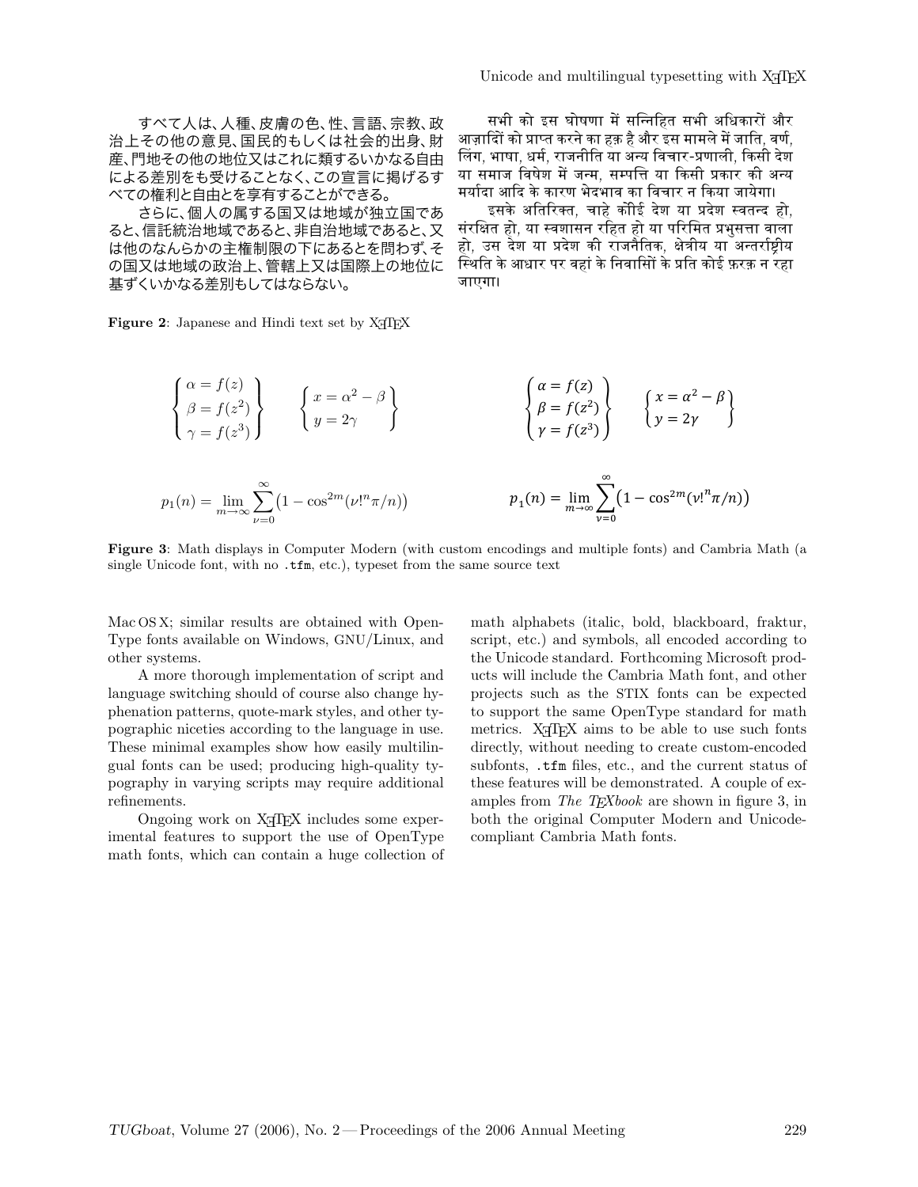すべて人は、人種、皮膚の色、性、言語、宗教、政治上その他の意見、国民的もしくは社会的出身、財産、門地その他の地位又はこれに類するいかなる自由による差別をも受けることなく、この宣言に掲げるすべての権利と自由とを享有することができる。

さらに、個人の属する国又は地域が独立国であると、信託統治地域であると、非自治地域であると、又は他のなんらかの主権制限の下にあるとを問わず、その国又は地域の政治上、管轄上又は国際上の地位に基ずくいかなる差別もしてはならない。

सभी को इस घोषणा में सन्निहित सभी अधिकारों और आज़ादियों को प्राप्त करने का हक़ है और इस मामले में जाति, वर्ण, लिंग, भाषा, धर्म, राजनीति या अन्य विचार-प्रणाली, किसी देश या समाज विषेश में जन्म, सम्पत्ति या किसी प्रकार की अन्य मर्यादा आदि के कारण भेदभाव का विचार न किया जायेगा।

इसके अतिरिक्त, चाहे कोई देश या प्रदेश स्वतन्द हो, संरक्षित हो, या स्वशासन रहित हो या परिमित प्रभुसत्ता वाला हो, उस देश या प्रदेश की राजनैतिक, क्षेत्रीय या अन्तर्राष्ट्रीय स्थिति के आधार पर वहां के निवासियों के प्रति कोई फ़रक़ न रहा जाएगा।

**Figure 2**: Japanese and Hindi text set by XeTeX

$$\left\{\begin{array}{l}\alpha = f(z)\\ \beta = f(z^2)\\ \gamma = f(z^3)\end{array}\right\} \qquad \left\{\begin{array}{l}x = \alpha^2 - \beta\\ y = 2\gamma\end{array}\right\}$$

$$\left\{\begin{array}{l}\alpha = f(z)\\ \beta = f(z^2)\\ \gamma = f(z^3)\end{array}\right\} \qquad \left\{\begin{array}{l}x = \alpha^2 - \beta\\ y = 2\gamma\end{array}\right\}$$

$$p_1(n) = \lim_{m\to\infty} \sum_{\nu=0}^{\infty} \bigl(1 - \cos^{2m}(\nu!^n \pi/n)\bigr)$$

$$p_1(n) = \lim_{m\to\infty} \sum_{\nu=0}^{\infty} \bigl(1 - \cos^{2m}(\nu!^n \pi/n)\bigr)$$

**Figure 3**: Math displays in Computer Modern (with custom encodings and multiple fonts) and Cambria Math (a single Unicode font, with no .tfm, etc.), typeset from the same source text

Mac OS X; similar results are obtained with OpenType fonts available on Windows, GNU/Linux, and other systems.

A more thorough implementation of script and language switching should of course also change hyphenation patterns, quote-mark styles, and other typographic niceties according to the language in use. These minimal examples show how easily multilingual fonts can be used; producing high-quality typography in varying scripts may require additional refinements.

Ongoing work on XeTeX includes some experimental features to support the use of OpenType math fonts, which can contain a huge collection of math alphabets (italic, bold, blackboard, fraktur, script, etc.) and symbols, all encoded according to the Unicode standard. Forthcoming Microsoft products will include the Cambria Math font, and other projects such as the STIX fonts can be expected to support the same OpenType standard for math metrics. XeTeX aims to be able to use such fonts directly, without needing to create custom-encoded subfonts, .tfm files, etc., and the current status of these features will be demonstrated. A couple of examples from *The TeXbook* are shown in figure 3, in both the original Computer Modern and Unicode-compliant Cambria Math fonts.